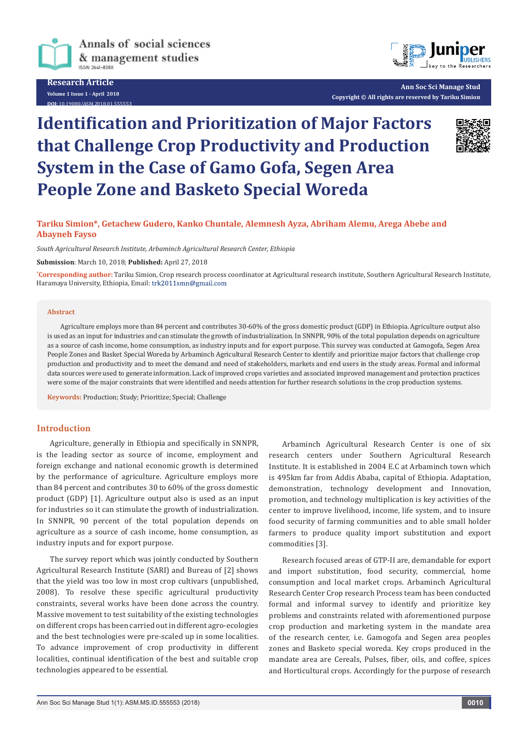Research Article

Volume 1 Issue 1 - April 2018

DOI: 10.19080/ASM.2018.01.555553

Ann Soc Sci Manage Stud

Copyright © All rights are reserved by Tariku Simion

# Identification and Prioritization of Major Factors that Challenge Crop Productivity and Production System in the Case of Gamo Gofa, Segen Area People Zone and Basketo Special Woreda

**Tariku Simion*, Getachew Gudero, Kanko Chuntale, Alemnesh Ayza, Abriham Alemu, Arega Abebe and Abayneh Fayso**

*South Agricultural Research Institute, Arbaminch Agricultural Research Center, Ethiopia*

**Submission**: March 10, 2018; **Published:** April 27, 2018

***Corresponding author:** Tariku Simion, Crop research process coordinator at Agricultural research institute, Southern Agricultural Research Institute, Haramaya University, Ethiopia, Email: trk2011smn@gmail.com

## Abstract

Agriculture employs more than 84 percent and contributes 30-60% of the gross domestic product (GDP) in Ethiopia. Agriculture output also is used as an input for industries and can stimulate the growth of industrialization. In SNNPR, 90% of the total population depends on agriculture as a source of cash income, home consumption, as industry inputs and for export purpose. This survey was conducted at Gamogofa, Segen Area People Zones and Basket Special Woreda by Arbaminch Agricultural Research Center to identify and prioritize major factors that challenge crop production and productivity and to meet the demand and need of stakeholders, markets and end users in the study areas. Formal and informal data sources were used to generate information. Lack of improved crops varieties and associated improved management and protection practices were some of the major constraints that were identified and needs attention for further research solutions in the crop production systems.

**Keywords:** Production; Study; Prioritize; Special; Challenge

## Introduction

Agriculture, generally in Ethiopia and specifically in SNNPR, is the leading sector as source of income, employment and foreign exchange and national economic growth is determined by the performance of agriculture. Agriculture employs more than 84 percent and contributes 30 to 60% of the gross domestic product (GDP) [1]. Agriculture output also is used as an input for industries so it can stimulate the growth of industrialization. In SNNPR, 90 percent of the total population depends on agriculture as a source of cash income, home consumption, as industry inputs and for export purpose.

The survey report which was jointly conducted by Southern Agricultural Research Institute (SARI) and Bureau of [2] shows that the yield was too low in most crop cultivars (unpublished, 2008). To resolve these specific agricultural productivity constraints, several works have been done across the country. Massive movement to test suitability of the existing technologies on different crops has been carried out in different agro-ecologies and the best technologies were pre-scaled up in some localities. To advance improvement of crop productivity in different localities, continual identification of the best and suitable crop technologies appeared to be essential.

Arbaminch Agricultural Research Center is one of six research centers under Southern Agricultural Research Institute. It is established in 2004 E.C at Arbaminch town which is 495km far from Addis Ababa, capital of Ethiopia. Adaptation, demonstration, technology development and Innovation, promotion, and technology multiplication is key activities of the center to improve livelihood, income, life system, and to insure food security of farming communities and to able small holder farmers to produce quality import substitution and export commodities [3].

Research focused areas of GTP-II are, demandable for export and import substitution, food security, commercial, home consumption and local market crops. Arbaminch Agricultural Research Center Crop research Process team has been conducted formal and informal survey to identify and prioritize key problems and constraints related with aforementioned purpose crop production and marketing system in the mandate area of the research center, i.e. Gamogofa and Segen area peoples zones and Basketo special woreda. Key crops produced in the mandate area are Cereals, Pulses, fiber, oils, and coffee, spices and Horticultural crops. Accordingly for the purpose of research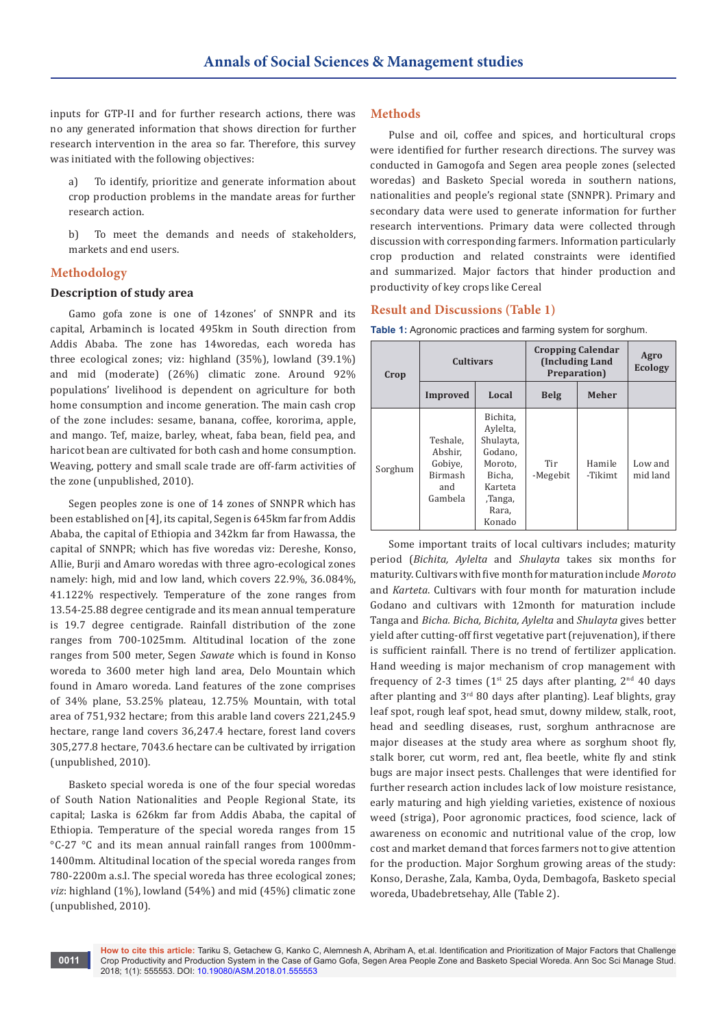inputs for GTP-II and for further research actions, there was no any generated information that shows direction for further research intervention in the area so far. Therefore, this survey was initiated with the following objectives:

a) To identify, prioritize and generate information about crop production problems in the mandate areas for further research action.

b) To meet the demands and needs of stakeholders, markets and end users.

## Methodology

### Description of study area

Gamo gofa zone is one of 14zones' of SNNPR and its capital, Arbaminch is located 495km in South direction from Addis Ababa. The zone has 14woredas, each woreda has three ecological zones; viz: highland (35%), lowland (39.1%) and mid (moderate) (26%) climatic zone. Around 92% populations' livelihood is dependent on agriculture for both home consumption and income generation. The main cash crop of the zone includes: sesame, banana, coffee, kororima, apple, and mango. Tef, maize, barley, wheat, faba bean, field pea, and haricot bean are cultivated for both cash and home consumption. Weaving, pottery and small scale trade are off-farm activities of the zone (unpublished, 2010).

Segen peoples zone is one of 14 zones of SNNPR which has been established on [4], its capital, Segen is 645km far from Addis Ababa, the capital of Ethiopia and 342km far from Hawassa, the capital of SNNPR; which has five woredas viz: Dereshe, Konso, Allie, Burji and Amaro woredas with three agro-ecological zones namely: high, mid and low land, which covers 22.9%, 36.084%, 41.122% respectively. Temperature of the zone ranges from 13.54-25.88 degree centigrade and its mean annual temperature is 19.7 degree centigrade. Rainfall distribution of the zone ranges from 700-1025mm. Altitudinal location of the zone ranges from 500 meter, Segen *Sawate* which is found in Konso woreda to 3600 meter high land area, Delo Mountain which found in Amaro woreda. Land features of the zone comprises of 34% plane, 53.25% plateau, 12.75% Mountain, with total area of 751,932 hectare; from this arable land covers 221,245.9 hectare, range land covers 36,247.4 hectare, forest land covers 305,277.8 hectare, 7043.6 hectare can be cultivated by irrigation (unpublished, 2010).

Basketo special woreda is one of the four special woredas of South Nation Nationalities and People Regional State, its capital; Laska is 626km far from Addis Ababa, the capital of Ethiopia. Temperature of the special woreda ranges from 15 °C-27 °C and its mean annual rainfall ranges from 1000mm-1400mm. Altitudinal location of the special woreda ranges from 780-2200m a.s.l. The special woreda has three ecological zones; *viz*: highland (1%), lowland (54%) and mid (45%) climatic zone (unpublished, 2010).

## Methods

Pulse and oil, coffee and spices, and horticultural crops were identified for further research directions. The survey was conducted in Gamogofa and Segen area people zones (selected woredas) and Basketo Special woreda in southern nations, nationalities and people's regional state (SNNPR). Primary and secondary data were used to generate information for further research interventions. Primary data were collected through discussion with corresponding farmers. Information particularly crop production and related constraints were identified and summarized. Major factors that hinder production and productivity of key crops like Cereal

## Result and Discussions (Table 1)

**Table 1:** Agronomic practices and farming system for sorghum.

| Crop | Cultivars | | Cropping Calendar (Including Land Preparation) | | Agro Ecology |
|---|---|---|---|---|---|
| | Improved | Local | Belg | Meher | |
| Sorghum | Teshale, Abshir, Gobiye, Birmash and Gambela | Bichita, Aylelta, Shulayta, Godano, Moroto, Bicha, Karteta ,Tanga, Rara, Konado | Tir -Megebit | Hamile -Tikimt | Low and mid land |

Some important traits of local cultivars includes; maturity period (*Bichita, Aylelta* and *Shulayta* takes six months for maturity. Cultivars with five month for maturation include *Moroto* and *Karteta*. Cultivars with four month for maturation include Godano and cultivars with 12month for maturation include Tanga and *Bicha*. *Bicha, Bichita, Aylelta* and *Shulayta* gives better yield after cutting-off first vegetative part (rejuvenation), if there is sufficient rainfall. There is no trend of fertilizer application. Hand weeding is major mechanism of crop management with frequency of 2-3 times (1st 25 days after planting, 2nd 40 days after planting and 3rd 80 days after planting). Leaf blights, gray leaf spot, rough leaf spot, head smut, downy mildew, stalk, root, head and seedling diseases, rust, sorghum anthracnose are major diseases at the study area where as sorghum shoot fly, stalk borer, cut worm, red ant, flea beetle, white fly and stink bugs are major insect pests. Challenges that were identified for further research action includes lack of low moisture resistance, early maturing and high yielding varieties, existence of noxious weed (striga), Poor agronomic practices, food science, lack of awareness on economic and nutritional value of the crop, low cost and market demand that forces farmers not to give attention for the production. Major Sorghum growing areas of the study: Konso, Derashe, Zala, Kamba, Oyda, Dembagofa, Basketo special woreda, Ubadebretsehay, Alle (Table 2).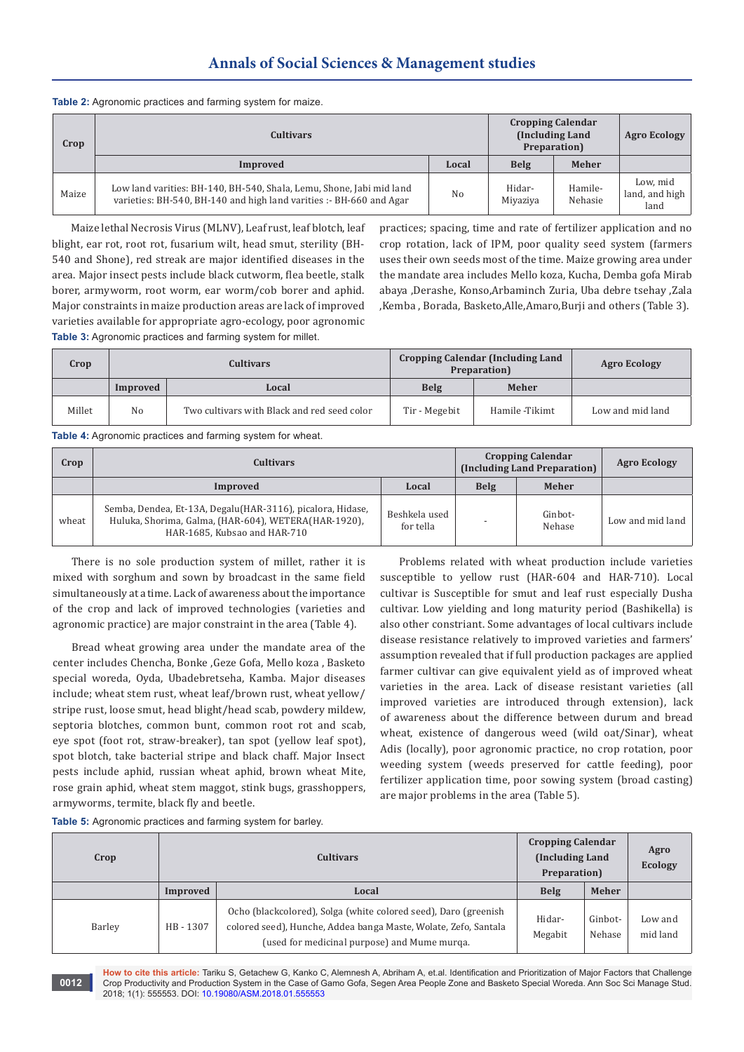**Table 2:** Agronomic practices and farming system for maize.

| Crop | Cultivars | | Cropping Calendar (Including Land Preparation) | | Agro Ecology |
|---|---|---|---|---|---|
| | Improved | Local | Belg | Meher | |
| Maize | Low land varities: BH-140, BH-540, Shala, Lemu, Shone, Jabi mid land varieties: BH-540, BH-140 and high land varities :- BH-660 and Agar | No | Hidar-Miyaziya | Hamile-Nehasie | Low, mid land, and high land |

Maize lethal Necrosis Virus (MLNV), Leaf rust, leaf blotch, leaf blight, ear rot, root rot, fusarium wilt, head smut, sterility (BH-540 and Shone), red streak are major identified diseases in the area. Major insect pests include black cutworm, flea beetle, stalk borer, armyworm, root worm, ear worm/cob borer and aphid. Major constraints in maize production areas are lack of improved varieties available for appropriate agro-ecology, poor agronomic practices; spacing, time and rate of fertilizer application and no crop rotation, lack of IPM, poor quality seed system (farmers uses their own seeds most of the time. Maize growing area under the mandate area includes Mello koza, Kucha, Demba gofa Mirab abaya ,Derashe, Konso,Arbaminch Zuria, Uba debre tsehay ,Zala ,Kemba , Borada, Basketo,Alle,Amaro,Burji and others (Table 3).

**Table 3:** Agronomic practices and farming system for millet.

| Crop | Cultivars | | Cropping Calendar (Including Land Preparation) | | Agro Ecology |
|---|---|---|---|---|---|
| | Improved | Local | Belg | Meher | |
| Millet | No | Two cultivars with Black and red seed color | Tir - Megebit | Hamile -Tikimt | Low and mid land |

**Table 4:** Agronomic practices and farming system for wheat.

| Crop | Cultivars | | Cropping Calendar (Including Land Preparation) | | Agro Ecology |
|---|---|---|---|---|---|
| | Improved | Local | Belg | Meher | |
| wheat | Semba, Dendea, Et-13A, Degalu(HAR-3116), picalora, Hidase, Huluka, Shorima, Galma, (HAR-604), WETERA(HAR-1920), HAR-1685, Kubsao and HAR-710 | Beshkela used for tella | - | Ginbot-Nehase | Low and mid land |

There is no sole production system of millet, rather it is mixed with sorghum and sown by broadcast in the same field simultaneously at a time. Lack of awareness about the importance of the crop and lack of improved technologies (varieties and agronomic practice) are major constraint in the area (Table 4).

Bread wheat growing area under the mandate area of the center includes Chencha, Bonke ,Geze Gofa, Mello koza , Basketo special woreda, Oyda, Ubadebretseha, Kamba. Major diseases include; wheat stem rust, wheat leaf/brown rust, wheat yellow/stripe rust, loose smut, head blight/head scab, powdery mildew, septoria blotches, common bunt, common root rot and scab, eye spot (foot rot, straw-breaker), tan spot (yellow leaf spot), spot blotch, take bacterial stripe and black chaff. Major Insect pests include aphid, russian wheat aphid, brown wheat Mite, rose grain aphid, wheat stem maggot, stink bugs, grasshoppers, armyworms, termite, black fly and beetle.

Problems related with wheat production include varieties susceptible to yellow rust (HAR-604 and HAR-710). Local cultivar is Susceptible for smut and leaf rust especially Dusha cultivar. Low yielding and long maturity period (Bashikella) is also other constriant. Some advantages of local cultivars include disease resistance relatively to improved varieties and farmers' assumption revealed that if full production packages are applied farmer cultivar can give equivalent yield as of improved wheat varieties in the area. Lack of disease resistant varieties (all improved varieties are introduced through extension), lack of awareness about the difference between durum and bread wheat, existence of dangerous weed (wild oat/Sinar), wheat Adis (locally), poor agronomic practice, no crop rotation, poor weeding system (weeds preserved for cattle feeding), poor fertilizer application time, poor sowing system (broad casting) are major problems in the area (Table 5).

**Table 5:** Agronomic practices and farming system for barley.

| Crop | Cultivars | | Cropping Calendar (Including Land Preparation) | | Agro Ecology |
|---|---|---|---|---|---|
| | Improved | Local | Belg | Meher | |
| Barley | HB - 1307 | Ocho (blackcolored), Solga (white colored seed), Daro (greenish colored seed), Hunche, Addea banga Maste, Wolate, Zefo, Santala (used for medicinal purpose) and Mume murqa. | Hidar-Megabit | Ginbot-Nehase | Low and mid land |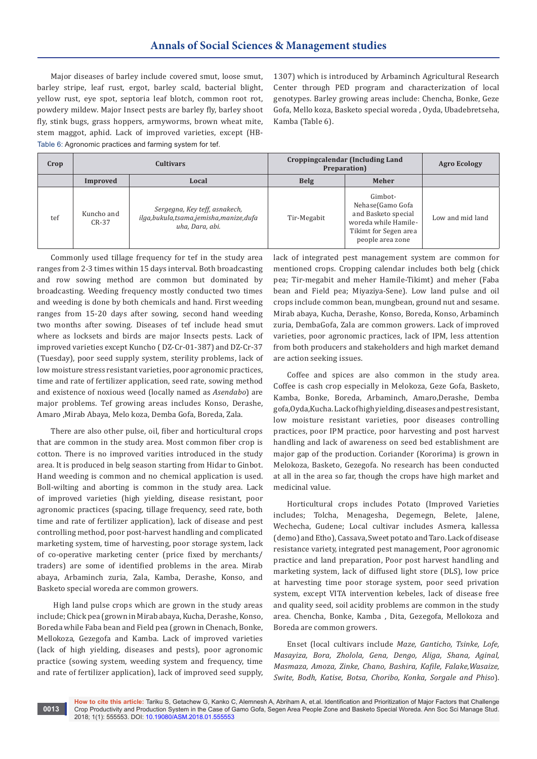Major diseases of barley include covered smut, loose smut, barley stripe, leaf rust, ergot, barley scald, bacterial blight, yellow rust, eye spot, septoria leaf blotch, common root rot, powdery mildew. Major Insect pests are barley fly, barley shoot fly, stink bugs, grass hoppers, armyworms, brown wheat mite, stem maggot, aphid. Lack of improved varieties, except (HB-1307) which is introduced by Arbaminch Agricultural Research Center through PED program and characterization of local genotypes. Barley growing areas include: Chencha, Bonke, Geze Gofa, Mello koza, Basketo special woreda , Oyda, Ubadebretseha, Kamba (Table 6).

Table 6: Agronomic practices and farming system for tef.

| Crop | Cultivars | | Croppingcalendar (Including Land Preparation) | | Agro Ecology |
|---|---|---|---|---|---|
| | Improved | Local | Belg | Meher | |
| tef | Kuncho and CR-37 | *Sergegna, Key teff, asnakech, ilga,bukula,tsama,jemisha,manize,dufa uha, Dara, abi.* | Tir-Megabit | Gimbot-Nehase(Gamo Gofa and Basketo special woreda while Hamile-Tikimt for Segen area people area zone | Low and mid land |

Commonly used tillage frequency for tef in the study area ranges from 2-3 times within 15 days interval. Both broadcasting and row sowing method are common but dominated by broadcasting. Weeding frequency mostly conducted two times and weeding is done by both chemicals and hand. First weeding ranges from 15-20 days after sowing, second hand weeding two months after sowing. Diseases of tef include head smut where as locksets and birds are major Insects pests. Lack of improved varieties except Kuncho ( DZ-Cr-01-387) and DZ-Cr-37 (Tuesday), poor seed supply system, sterility problems, lack of low moisture stress resistant varieties, poor agronomic practices, time and rate of fertilizer application, seed rate, sowing method and existence of noxious weed (locally named as *Asendabo*) are major problems. Tef growing areas includes Konso, Derashe, Amaro ,Mirab Abaya, Melo koza, Demba Gofa, Boreda, Zala.

There are also other pulse, oil, fiber and horticultural crops that are common in the study area. Most common fiber crop is cotton. There is no improved varities introduced in the study area. It is produced in belg season starting from Hidar to Ginbot. Hand weeding is common and no chemical application is used. Boll-wilting and aborting is common in the study area. Lack of improved varieties (high yielding, disease resistant, poor agronomic practices (spacing, tillage frequency, seed rate, both time and rate of fertilizer application), lack of disease and pest controlling method, poor post-harvest handling and complicated marketing system, time of harvesting, poor storage system, lack of co-operative marketing center (price fixed by merchants/ traders) are some of identified problems in the area. Mirab abaya, Arbaminch zuria, Zala, Kamba, Derashe, Konso, and Basketo special woreda are common growers.

High land pulse crops which are grown in the study areas include; Chick pea (grown in Mirab abaya, Kucha, Derashe, Konso, Boreda while Faba bean and Field pea (grown in Chenach, Bonke, Mellokoza, Gezegofa and Kamba. Lack of improved varieties (lack of high yielding, diseases and pests), poor agronomic practice (sowing system, weeding system and frequency, time and rate of fertilizer application), lack of improved seed supply, lack of integrated pest management system are common for mentioned crops. Cropping calendar includes both belg (chick pea; Tir-megabit and meher Hamile-Tikimt) and meher (Faba bean and Field pea; Miyaziya-Sene). Low land pulse and oil crops include common bean, mungbean, ground nut and sesame. Mirab abaya, Kucha, Derashe, Konso, Boreda, Konso, Arbaminch zuria, DembaGofa, Zala are common growers. Lack of improved varieties, poor agronomic practices, lack of IPM, less attention from both producers and stakeholders and high market demand are action seeking issues.

Coffee and spices are also common in the study area. Coffee is cash crop especially in Melokoza, Geze Gofa, Basketo, Kamba, Bonke, Boreda, Arbaminch, Amaro,Derashe, Demba gofa,Oyda,Kucha. Lack of high yielding, diseases and pest resistant, low moisture resistant varieties, poor diseases controlling practices, poor IPM practice, poor harvesting and post harvest handling and lack of awareness on seed bed establishment are major gap of the production. Coriander (Kororima) is grown in Melokoza, Basketo, Gezegofa. No research has been conducted at all in the area so far, though the crops have high market and medicinal value.

Horticultural crops includes Potato (Improved Varieties includes; Tolcha, Menagesha, Degemegn, Belete, Jalene, Wechecha, Gudene; Local cultivar includes Asmera, kallessa (demo) and Etho), Cassava, Sweet potato and Taro. Lack of disease resistance variety, integrated pest management, Poor agronomic practice and land preparation, Poor post harvest handling and marketing system, lack of diffused light store (DLS), low price at harvesting time poor storage system, poor seed privation system, except VITA intervention kebeles, lack of disease free and quality seed, soil acidity problems are common in the study area. Chencha, Bonke, Kamba , Dita, Gezegofa, Mellokoza and Boreda are common growers.

Enset (local cultivars include *Maze, Ganticho, Tsinke, Lofe, Masayiza, Bora, Zholola, Gena, Dengo, Aliga, Shana, Aginal, Masmaza, Amoza, Zinke, Chano, Bashira, Kafile, Falake,Wasaize, Swite, Bodh, Katise, Botsa, Choribo, Konka, Sorgale and Phiso*).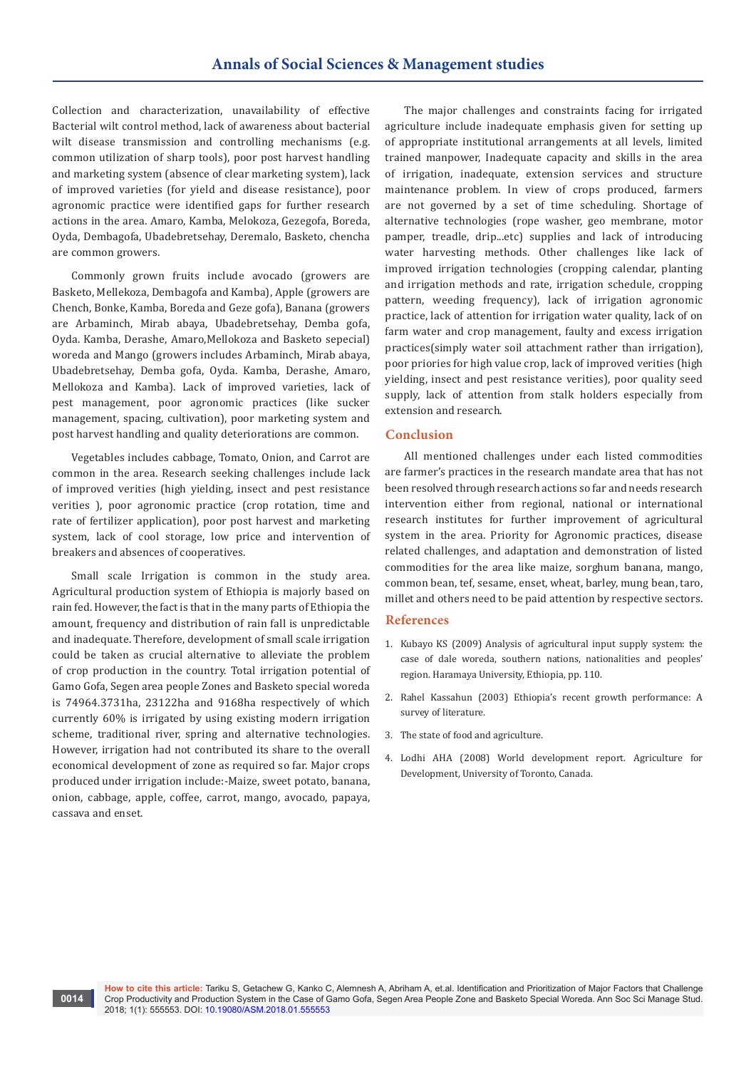Collection and characterization, unavailability of effective Bacterial wilt control method, lack of awareness about bacterial wilt disease transmission and controlling mechanisms (e.g. common utilization of sharp tools), poor post harvest handling and marketing system (absence of clear marketing system), lack of improved varieties (for yield and disease resistance), poor agronomic practice were identified gaps for further research actions in the area. Amaro, Kamba, Melokoza, Gezegofa, Boreda, Oyda, Dembagofa, Ubadebretsehay, Deremalo, Basketo, chencha are common growers.

Commonly grown fruits include avocado (growers are Basketo, Mellekoza, Dembagofa and Kamba), Apple (growers are Chench, Bonke, Kamba, Boreda and Geze gofa), Banana (growers are Arbaminch, Mirab abaya, Ubadebretsehay, Demba gofa, Oyda. Kamba, Derashe, Amaro,Mellokoza and Basketo sepecial) woreda and Mango (growers includes Arbaminch, Mirab abaya, Ubadebretsehay, Demba gofa, Oyda. Kamba, Derashe, Amaro, Mellokoza and Kamba). Lack of improved varieties, lack of pest management, poor agronomic practices (like sucker management, spacing, cultivation), poor marketing system and post harvest handling and quality deteriorations are common.

Vegetables includes cabbage, Tomato, Onion, and Carrot are common in the area. Research seeking challenges include lack of improved verities (high yielding, insect and pest resistance verities ), poor agronomic practice (crop rotation, time and rate of fertilizer application), poor post harvest and marketing system, lack of cool storage, low price and intervention of breakers and absences of cooperatives.

Small scale Irrigation is common in the study area. Agricultural production system of Ethiopia is majorly based on rain fed. However, the fact is that in the many parts of Ethiopia the amount, frequency and distribution of rain fall is unpredictable and inadequate. Therefore, development of small scale irrigation could be taken as crucial alternative to alleviate the problem of crop production in the country. Total irrigation potential of Gamo Gofa, Segen area people Zones and Basketo special woreda is 74964.3731ha, 23122ha and 9168ha respectively of which currently 60% is irrigated by using existing modern irrigation scheme, traditional river, spring and alternative technologies. However, irrigation had not contributed its share to the overall economical development of zone as required so far. Major crops produced under irrigation include:-Maize, sweet potato, banana, onion, cabbage, apple, coffee, carrot, mango, avocado, papaya, cassava and enset.

The major challenges and constraints facing for irrigated agriculture include inadequate emphasis given for setting up of appropriate institutional arrangements at all levels, limited trained manpower, Inadequate capacity and skills in the area of irrigation, inadequate, extension services and structure maintenance problem. In view of crops produced, farmers are not governed by a set of time scheduling. Shortage of alternative technologies (rope washer, geo membrane, motor pamper, treadle, drip...etc) supplies and lack of introducing water harvesting methods. Other challenges like lack of improved irrigation technologies (cropping calendar, planting and irrigation methods and rate, irrigation schedule, cropping pattern, weeding frequency), lack of irrigation agronomic practice, lack of attention for irrigation water quality, lack of on farm water and crop management, faulty and excess irrigation practices(simply water soil attachment rather than irrigation), poor priories for high value crop, lack of improved verities (high yielding, insect and pest resistance verities), poor quality seed supply, lack of attention from stalk holders especially from extension and research.

## Conclusion

All mentioned challenges under each listed commodities are farmer's practices in the research mandate area that has not been resolved through research actions so far and needs research intervention either from regional, national or international research institutes for further improvement of agricultural system in the area. Priority for Agronomic practices, disease related challenges, and adaptation and demonstration of listed commodities for the area like maize, sorghum banana, mango, common bean, tef, sesame, enset, wheat, barley, mung bean, taro, millet and others need to be paid attention by respective sectors.

## References

1. Kubayo KS (2009) Analysis of agricultural input supply system: the case of dale woreda, southern nations, nationalities and peoples' region. Haramaya University, Ethiopia, pp. 110.
2. Rahel Kassahun (2003) Ethiopia's recent growth performance: A survey of literature.
3. The state of food and agriculture.
4. Lodhi AHA (2008) World development report. Agriculture for Development, University of Toronto, Canada.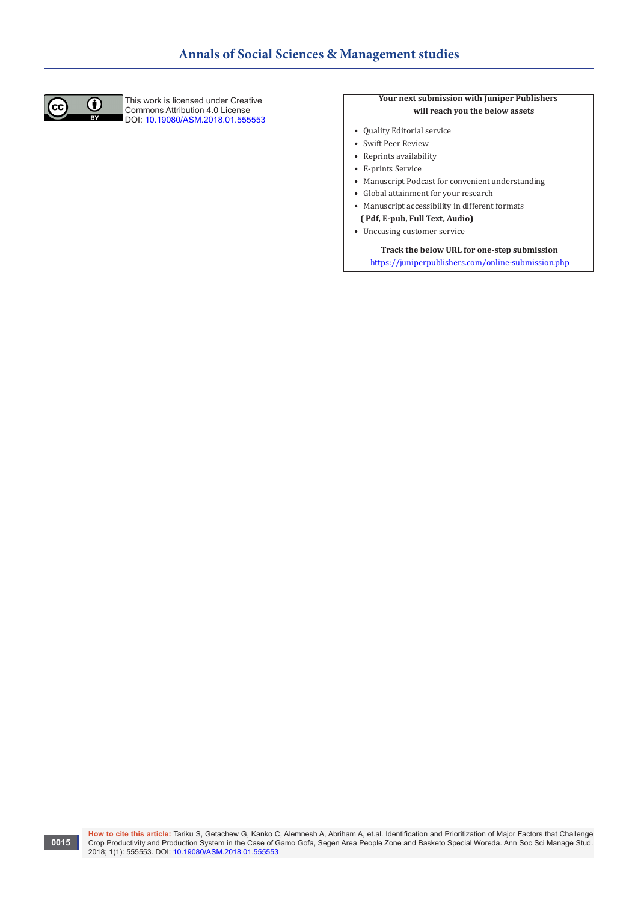This work is licensed under Creative Commons Attribution 4.0 License
DOI: 10.19080/ASM.2018.01.555553

**Your next submission with Juniper Publishers will reach you the below assets**

- Quality Editorial service
- Swift Peer Review
- Reprints availability
- E-prints Service
- Manuscript Podcast for convenient understanding
- Global attainment for your research
- Manuscript accessibility in different formats

**( Pdf, E-pub, Full Text, Audio)**

- Unceasing customer service

**Track the below URL for one-step submission**

https://juniperpublishers.com/online-submission.php

**How to cite this article:** Tariku S, Getachew G, Kanko C, Alemnesh A, Abriham A, et.al. Identification and Prioritization of Major Factors that Challenge Crop Productivity and Production System in the Case of Gamo Gofa, Segen Area People Zone and Basketo Special Woreda. Ann Soc Sci Manage Stud. 2018; 1(1): 555553. DOI: 10.19080/ASM.2018.01.555553